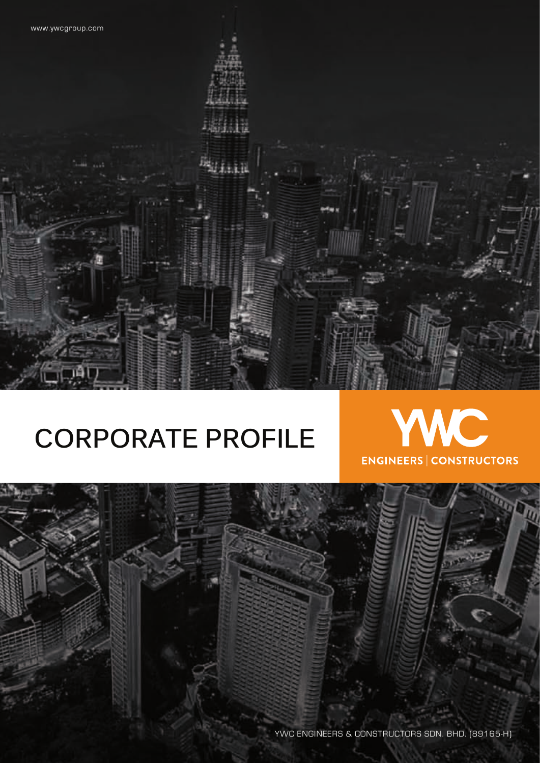www.ywcgroup.com

# CORPORATE PROFILE

YWC

ENGINEERS | CONSTRUCTORS

YWC ENGINEERS & CONSTRUCTORS SDN. BHD. (89165-H)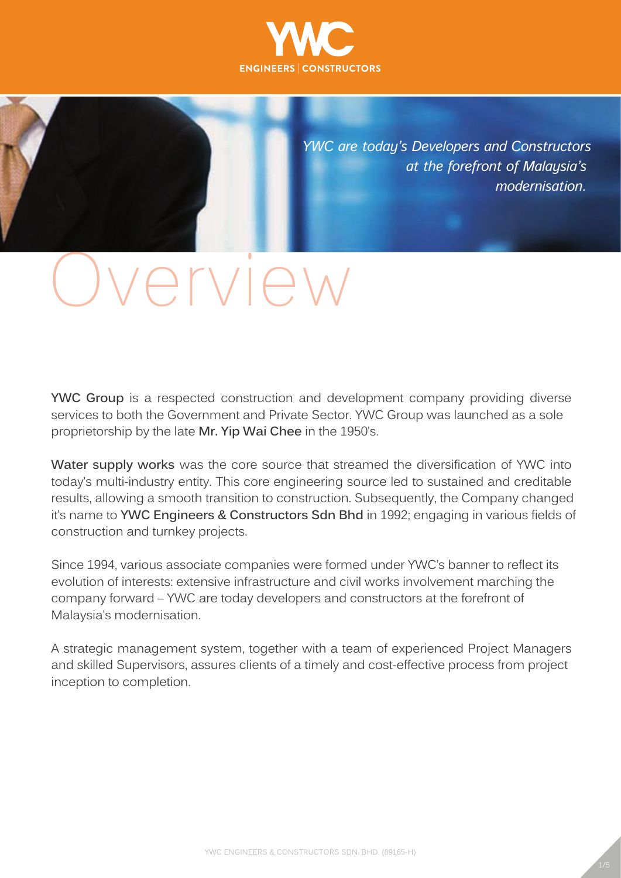YWC
ENGINEERS | CONSTRUCTORS

*YWC are today's Developers and Constructors at the forefront of Malaysia's modernisation.*

# Overview

**YWC Group** is a respected construction and development company providing diverse services to both the Government and Private Sector. YWC Group was launched as a sole proprietorship by the late **Mr. Yip Wai Chee** in the 1950's.

**Water supply works** was the core source that streamed the diversification of YWC into today's multi-industry entity. This core engineering source led to sustained and creditable results, allowing a smooth transition to construction. Subsequently, the Company changed it's name to **YWC Engineers & Constructors Sdn Bhd** in 1992; engaging in various fields of construction and turnkey projects.

Since 1994, various associate companies were formed under YWC's banner to reflect its evolution of interests: extensive infrastructure and civil works involvement marching the company forward – YWC are today developers and constructors at the forefront of Malaysia's modernisation.

A strategic management system, together with a team of experienced Project Managers and skilled Supervisors, assures clients of a timely and cost-effective process from project inception to completion.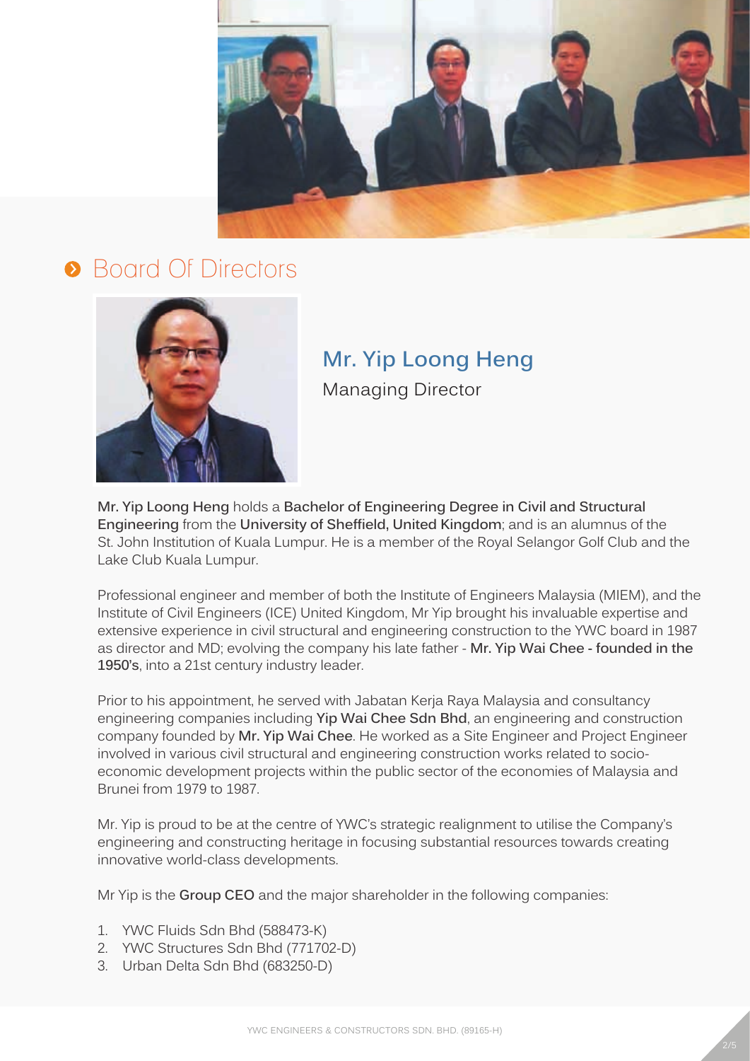## Board Of Directors

### Mr. Yip Loong Heng

Managing Director

**Mr. Yip Loong Heng** holds a **Bachelor of Engineering Degree in Civil and Structural Engineering** from the **University of Sheffield, United Kingdom**; and is an alumnus of the St. John Institution of Kuala Lumpur. He is a member of the Royal Selangor Golf Club and the Lake Club Kuala Lumpur.

Professional engineer and member of both the Institute of Engineers Malaysia (MIEM), and the Institute of Civil Engineers (ICE) United Kingdom, Mr Yip brought his invaluable expertise and extensive experience in civil structural and engineering construction to the YWC board in 1987 as director and MD; evolving the company his late father - **Mr. Yip Wai Chee - founded in the 1950's**, into a 21st century industry leader.

Prior to his appointment, he served with Jabatan Kerja Raya Malaysia and consultancy engineering companies including **Yip Wai Chee Sdn Bhd**, an engineering and construction company founded by **Mr. Yip Wai Chee**. He worked as a Site Engineer and Project Engineer involved in various civil structural and engineering construction works related to socio-economic development projects within the public sector of the economies of Malaysia and Brunei from 1979 to 1987.

Mr. Yip is proud to be at the centre of YWC's strategic realignment to utilise the Company's engineering and constructing heritage in focusing substantial resources towards creating innovative world-class developments.

Mr Yip is the **Group CEO** and the major shareholder in the following companies:

1. YWC Fluids Sdn Bhd (588473-K)
2. YWC Structures Sdn Bhd (771702-D)
3. Urban Delta Sdn Bhd (683250-D)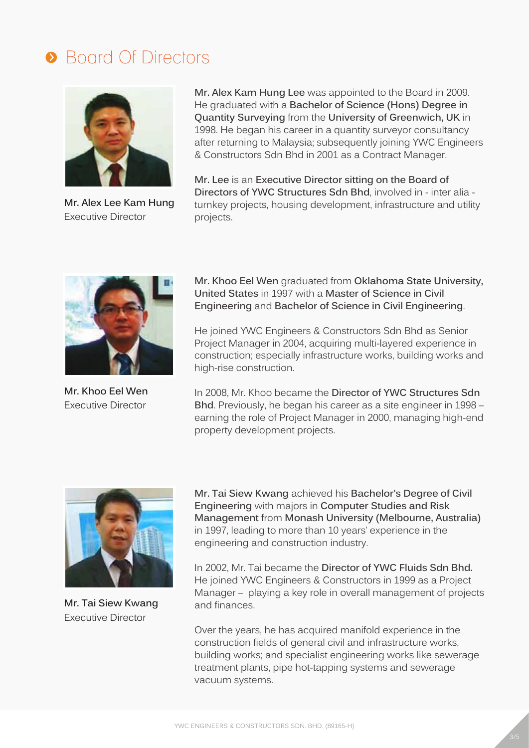# Board Of Directors

**Mr. Alex Lee Kam Hung**
Executive Director

**Mr. Alex Kam Hung Lee** was appointed to the Board in 2009. He graduated with a **Bachelor of Science (Hons) Degree in Quantity Surveying** from the **University of Greenwich, UK** in 1998. He began his career in a quantity surveyor consultancy after returning to Malaysia; subsequently joining YWC Engineers & Constructors Sdn Bhd in 2001 as a Contract Manager.

**Mr. Lee** is an **Executive Director sitting on the Board of Directors of YWC Structures Sdn Bhd**, involved in - inter alia - turnkey projects, housing development, infrastructure and utility projects.

**Mr. Khoo Eel Wen**
Executive Director

**Mr. Khoo Eel Wen** graduated from **Oklahoma State University, United States** in 1997 with a **Master of Science in Civil Engineering** and **Bachelor of Science in Civil Engineering**.

He joined YWC Engineers & Constructors Sdn Bhd as Senior Project Manager in 2004, acquiring multi-layered experience in construction; especially infrastructure works, building works and high-rise construction.

In 2008, Mr. Khoo became the **Director of YWC Structures Sdn Bhd**. Previously, he began his career as a site engineer in 1998 – earning the role of Project Manager in 2000, managing high-end property development projects.

**Mr. Tai Siew Kwang**
Executive Director

**Mr. Tai Siew Kwang** achieved his **Bachelor's Degree of Civil Engineering** with majors in **Computer Studies and Risk Management** from **Monash University (Melbourne, Australia)** in 1997, leading to more than 10 years' experience in the engineering and construction industry.

In 2002, Mr. Tai became the **Director of YWC Fluids Sdn Bhd.** He joined YWC Engineers & Constructors in 1999 as a Project Manager – playing a key role in overall management of projects and finances.

Over the years, he has acquired manifold experience in the construction fields of general civil and infrastructure works, building works; and specialist engineering works like sewerage treatment plants, pipe hot-tapping systems and sewerage vacuum systems.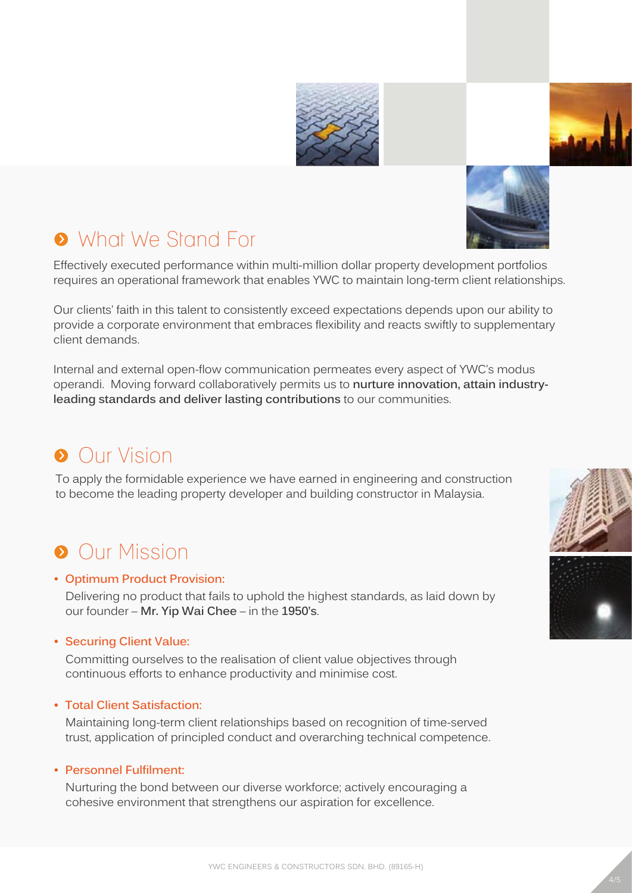## What We Stand For

Effectively executed performance within multi-million dollar property development portfolios requires an operational framework that enables YWC to maintain long-term client relationships.

Our clients' faith in this talent to consistently exceed expectations depends upon our ability to provide a corporate environment that embraces flexibility and reacts swiftly to supplementary client demands.

Internal and external open-flow communication permeates every aspect of YWC's modus operandi. Moving forward collaboratively permits us to **nurture innovation, attain industry-leading standards and deliver lasting contributions** to our communities.

## Our Vision

To apply the formidable experience we have earned in engineering and construction to become the leading property developer and building constructor in Malaysia.

## Our Mission

- **Optimum Product Provision:**

  Delivering no product that fails to uphold the highest standards, as laid down by our founder – **Mr. Yip Wai Chee** – in the **1950's**.

- **Securing Client Value:**

  Committing ourselves to the realisation of client value objectives through continuous efforts to enhance productivity and minimise cost.

- **Total Client Satisfaction:**

  Maintaining long-term client relationships based on recognition of time-served trust, application of principled conduct and overarching technical competence.

- **Personnel Fulfilment:**

  Nurturing the bond between our diverse workforce; actively encouraging a cohesive environment that strengthens our aspiration for excellence.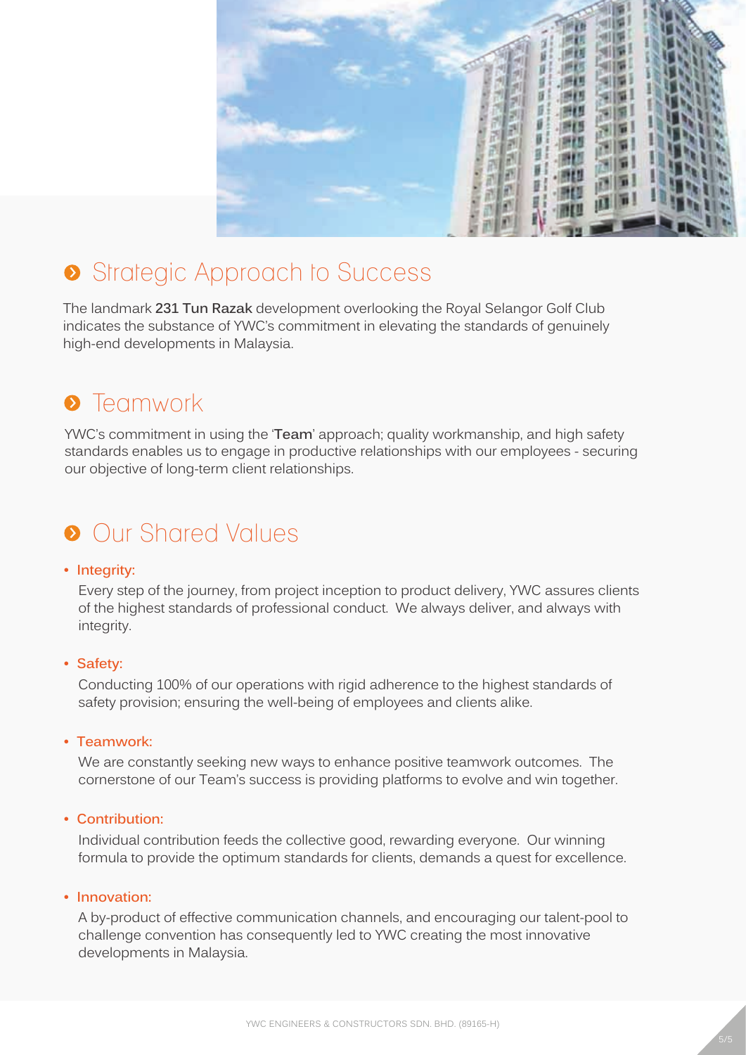## Strategic Approach to Success

The landmark **231 Tun Razak** development overlooking the Royal Selangor Golf Club indicates the substance of YWC's commitment in elevating the standards of genuinely high-end developments in Malaysia.

## Teamwork

YWC's commitment in using the '**Team**' approach; quality workmanship, and high safety standards enables us to engage in productive relationships with our employees - securing our objective of long-term client relationships.

## Our Shared Values

- **Integrity:**

  Every step of the journey, from project inception to product delivery, YWC assures clients of the highest standards of professional conduct. We always deliver, and always with integrity.

- **Safety:**

  Conducting 100% of our operations with rigid adherence to the highest standards of safety provision; ensuring the well-being of employees and clients alike.

- **Teamwork:**

  We are constantly seeking new ways to enhance positive teamwork outcomes. The cornerstone of our Team's success is providing platforms to evolve and win together.

- **Contribution:**

  Individual contribution feeds the collective good, rewarding everyone. Our winning formula to provide the optimum standards for clients, demands a quest for excellence.

- **Innovation:**

  A by-product of effective communication channels, and encouraging our talent-pool to challenge convention has consequently led to YWC creating the most innovative developments in Malaysia.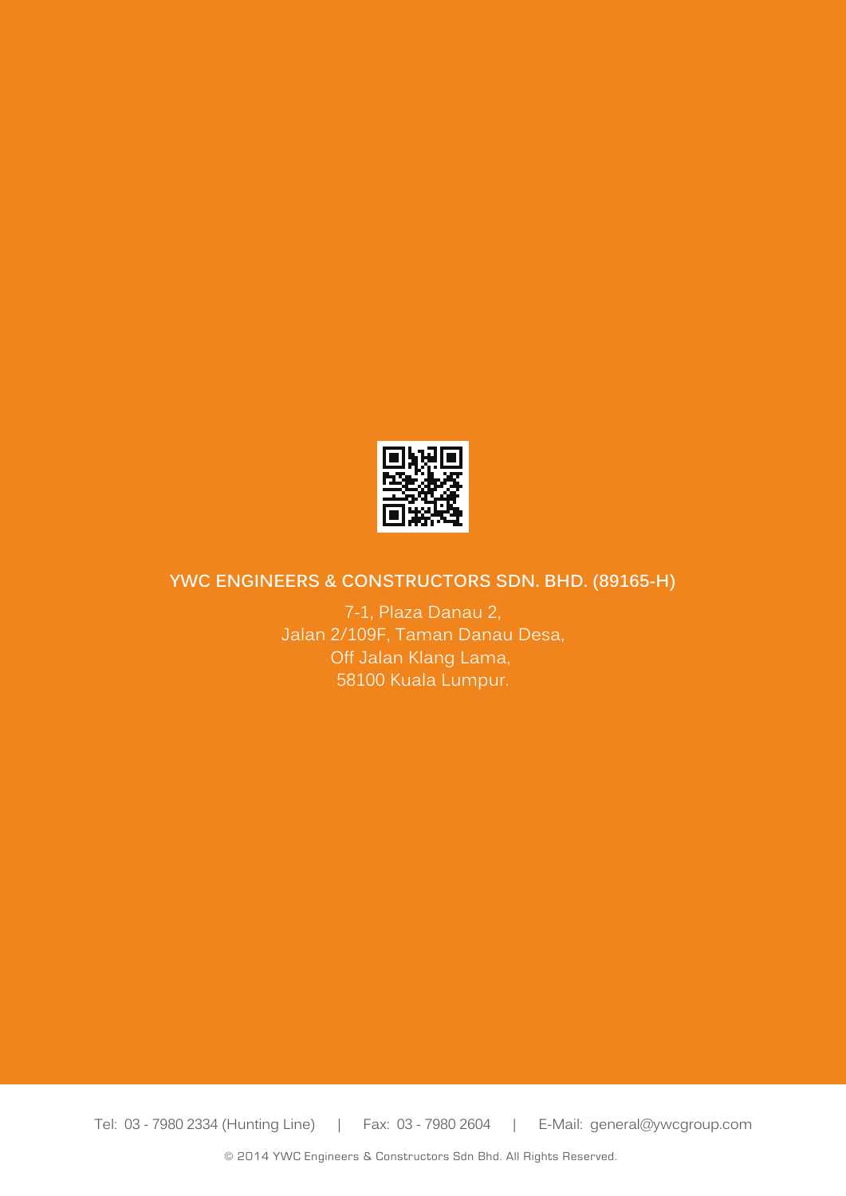**YWC ENGINEERS & CONSTRUCTORS SDN. BHD. (89165-H)**

7-1, Plaza Danau 2,
Jalan 2/109F, Taman Danau Desa,
Off Jalan Klang Lama,
58100 Kuala Lumpur.

Tel: 03 - 7980 2334 (Hunting Line) | Fax: 03 - 7980 2604 | E-Mail: general@ywcgroup.com

© 2014 YWC Engineers & Constructors Sdn Bhd. All Rights Reserved.